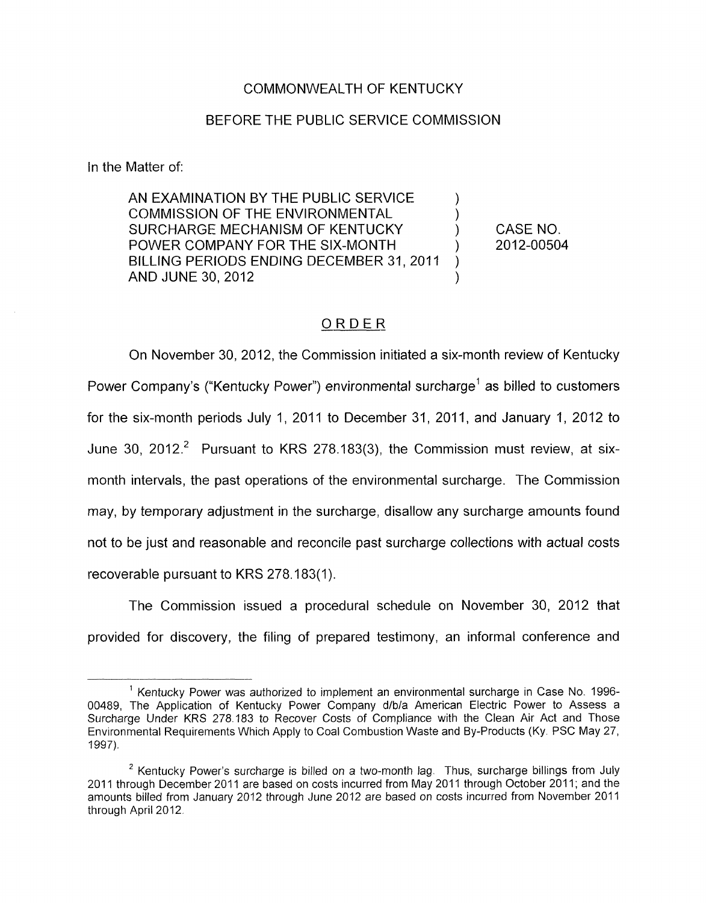COMMONWEALTH OF KENTUCKY

BEFORE THE PUBLIC SERVICE COMMISSION

In the Matter of:

AN EXAMINATION BY THE PUBLIC SERVICE COMMISSION OF THE ENVIRONMENTAL SURCHARGE MECHANISM OF KENTUCKY POWER COMPANY FOR THE SIX-MONTH BILLING PERIODS ENDING DECEMBER 31, 2011 AND JUNE 30, 2012 ) CASE NO. 2012-00504

ORDER

On November 30, 2012, the Commission initiated a six-month review of Kentucky Power Company's ("Kentucky Power") environmental surcharge[1] as billed to customers for the six-month periods July 1, 2011 to December 31, 2011, and January 1, 2012 to June 30, 2012.[2] Pursuant to KRS 278.183(3), the Commission must review, at six-month intervals, the past operations of the environmental surcharge. The Commission may, by temporary adjustment in the surcharge, disallow any surcharge amounts found not to be just and reasonable and reconcile past surcharge collections with actual costs recoverable pursuant to KRS 278.183(1).

The Commission issued a procedural schedule on November 30, 2012 that provided for discovery, the filing of prepared testimony, an informal conference and

[1] Kentucky Power was authorized to implement an environmental surcharge in Case No. 1996-00489, The Application of Kentucky Power Company d/b/a American Electric Power to Assess a Surcharge Under KRS 278.183 to Recover Costs of Compliance with the Clean Air Act and Those Environmental Requirements Which Apply to Coal Combustion Waste and By-Products (Ky. PSC May 27, 1997).

[2] Kentucky Power's surcharge is billed on a two-month lag. Thus, surcharge billings from July 2011 through December 2011 are based on costs incurred from May 2011 through October 2011; and the amounts billed from January 2012 through June 2012 are based on costs incurred from November 2011 through April 2012.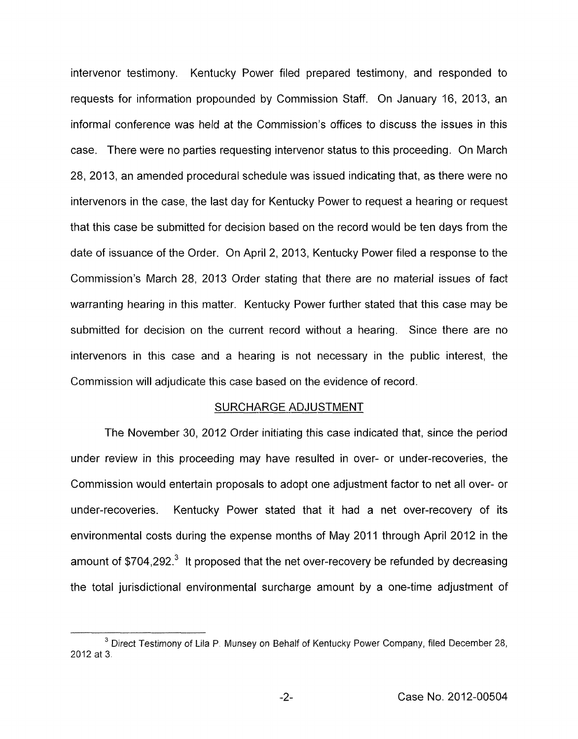intervenor testimony. Kentucky Power filed prepared testimony, and responded to requests for information propounded by Commission Staff. On January 16, 2013, an informal conference was held at the Commission's offices to discuss the issues in this case. There were no parties requesting intervenor status to this proceeding. On March 28, 2013, an amended procedural schedule was issued indicating that, as there were no intervenors in the case, the last day for Kentucky Power to request a hearing or request that this case be submitted for decision based on the record would be ten days from the date of issuance of the Order. On April 2, 2013, Kentucky Power filed a response to the Commission's March 28, 2013 Order stating that there are no material issues of fact warranting hearing in this matter. Kentucky Power further stated that this case may be submitted for decision on the current record without a hearing. Since there are no intervenors in this case and a hearing is not necessary in the public interest, the Commission will adjudicate this case based on the evidence of record.

## SURCHARGE ADJUSTMENT

The November 30, 2012 Order initiating this case indicated that, since the period under review in this proceeding may have resulted in over- or under-recoveries, the Commission would entertain proposals to adopt one adjustment factor to net all over- or under-recoveries. Kentucky Power stated that it had a net over-recovery of its environmental costs during the expense months of May 2011 through April 2012 in the amount of $704,292.[3] It proposed that the net over-recovery be refunded by decreasing the total jurisdictional environmental surcharge amount by a one-time adjustment of

---

[3] Direct Testimony of Lila P. Munsey on Behalf of Kentucky Power Company, filed December 28, 2012 at 3.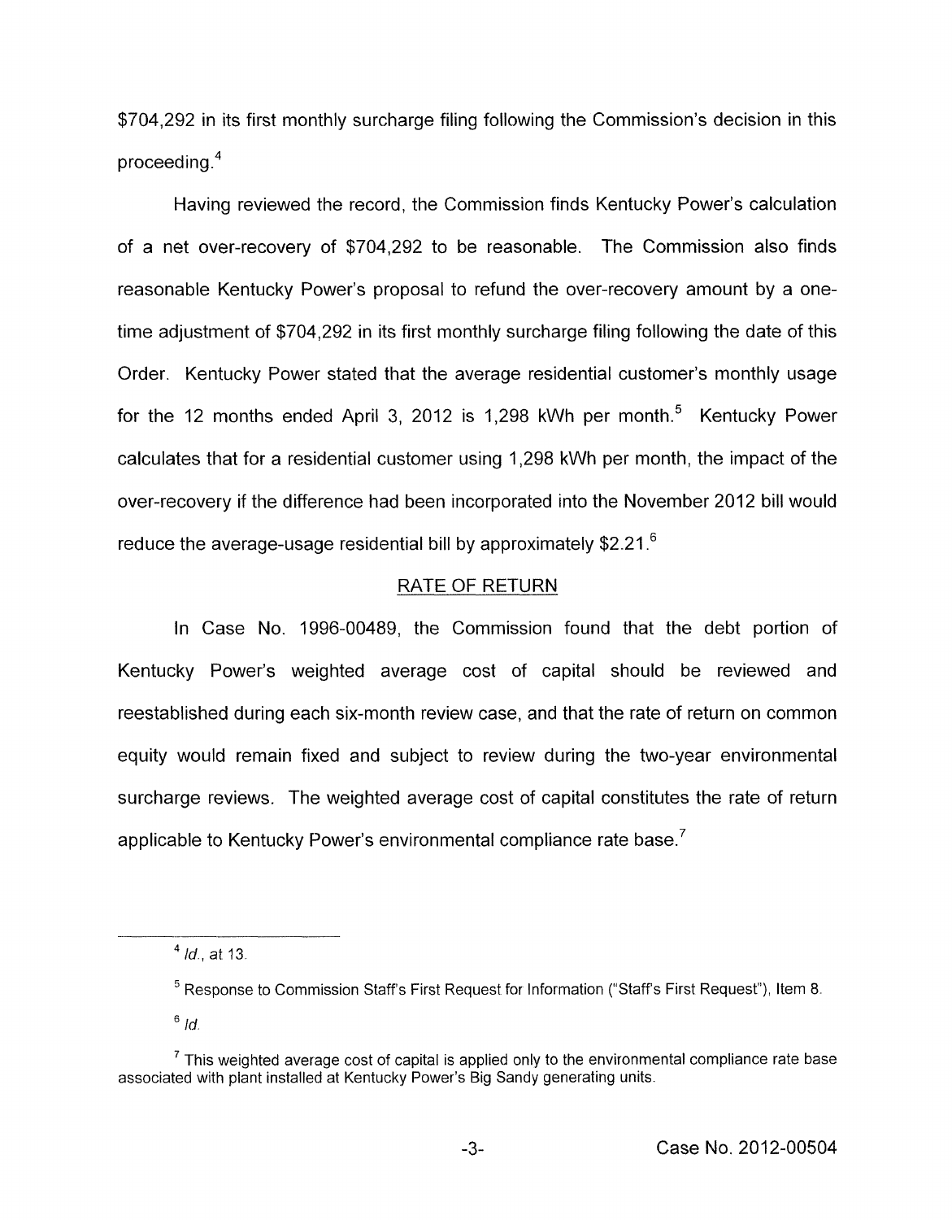$704,292 in its first monthly surcharge filing following the Commission's decision in this proceeding.[4]

Having reviewed the record, the Commission finds Kentucky Power's calculation of a net over-recovery of $704,292 to be reasonable. The Commission also finds reasonable Kentucky Power's proposal to refund the over-recovery amount by a one-time adjustment of $704,292 in its first monthly surcharge filing following the date of this Order. Kentucky Power stated that the average residential customer's monthly usage for the 12 months ended April 3, 2012 is 1,298 kWh per month.[5] Kentucky Power calculates that for a residential customer using 1,298 kWh per month, the impact of the over-recovery if the difference had been incorporated into the November 2012 bill would reduce the average-usage residential bill by approximately $2.21.[6]

## RATE OF RETURN

In Case No. 1996-00489, the Commission found that the debt portion of Kentucky Power's weighted average cost of capital should be reviewed and reestablished during each six-month review case, and that the rate of return on common equity would remain fixed and subject to review during the two-year environmental surcharge reviews. The weighted average cost of capital constitutes the rate of return applicable to Kentucky Power's environmental compliance rate base.[7]

---

[4] *Id.*, at 13.

[5] Response to Commission Staff's First Request for Information ("Staff's First Request"), Item 8.

[6] *Id.*

[7] This weighted average cost of capital is applied only to the environmental compliance rate base associated with plant installed at Kentucky Power's Big Sandy generating units.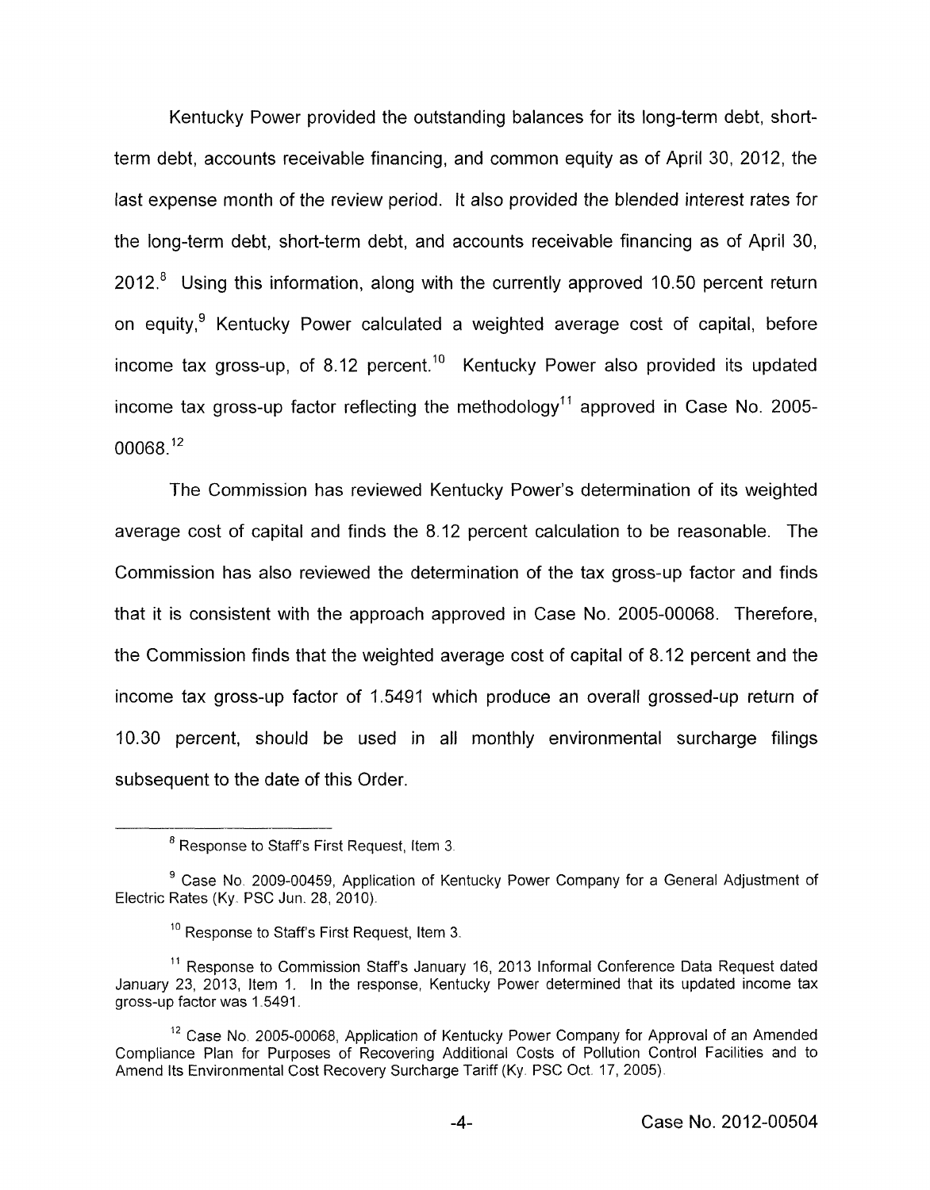Kentucky Power provided the outstanding balances for its long-term debt, short-term debt, accounts receivable financing, and common equity as of April 30, 2012, the last expense month of the review period. It also provided the blended interest rates for the long-term debt, short-term debt, and accounts receivable financing as of April 30, 2012.[8] Using this information, along with the currently approved 10.50 percent return on equity,[9] Kentucky Power calculated a weighted average cost of capital, before income tax gross-up, of 8.12 percent.[10] Kentucky Power also provided its updated income tax gross-up factor reflecting the methodology[11] approved in Case No. 2005-00068.[12]

The Commission has reviewed Kentucky Power's determination of its weighted average cost of capital and finds the 8.12 percent calculation to be reasonable. The Commission has also reviewed the determination of the tax gross-up factor and finds that it is consistent with the approach approved in Case No. 2005-00068. Therefore, the Commission finds that the weighted average cost of capital of 8.12 percent and the income tax gross-up factor of 1.5491 which produce an overall grossed-up return of 10.30 percent, should be used in all monthly environmental surcharge filings subsequent to the date of this Order.

---

[8] Response to Staff's First Request, Item 3.

[9] Case No. 2009-00459, Application of Kentucky Power Company for a General Adjustment of Electric Rates (Ky. PSC Jun. 28, 2010).

[10] Response to Staff's First Request, Item 3.

[11] Response to Commission Staff's January 16, 2013 Informal Conference Data Request dated January 23, 2013, Item 1. In the response, Kentucky Power determined that its updated income tax gross-up factor was 1.5491.

[12] Case No. 2005-00068, Application of Kentucky Power Company for Approval of an Amended Compliance Plan for Purposes of Recovering Additional Costs of Pollution Control Facilities and to Amend Its Environmental Cost Recovery Surcharge Tariff (Ky. PSC Oct. 17, 2005).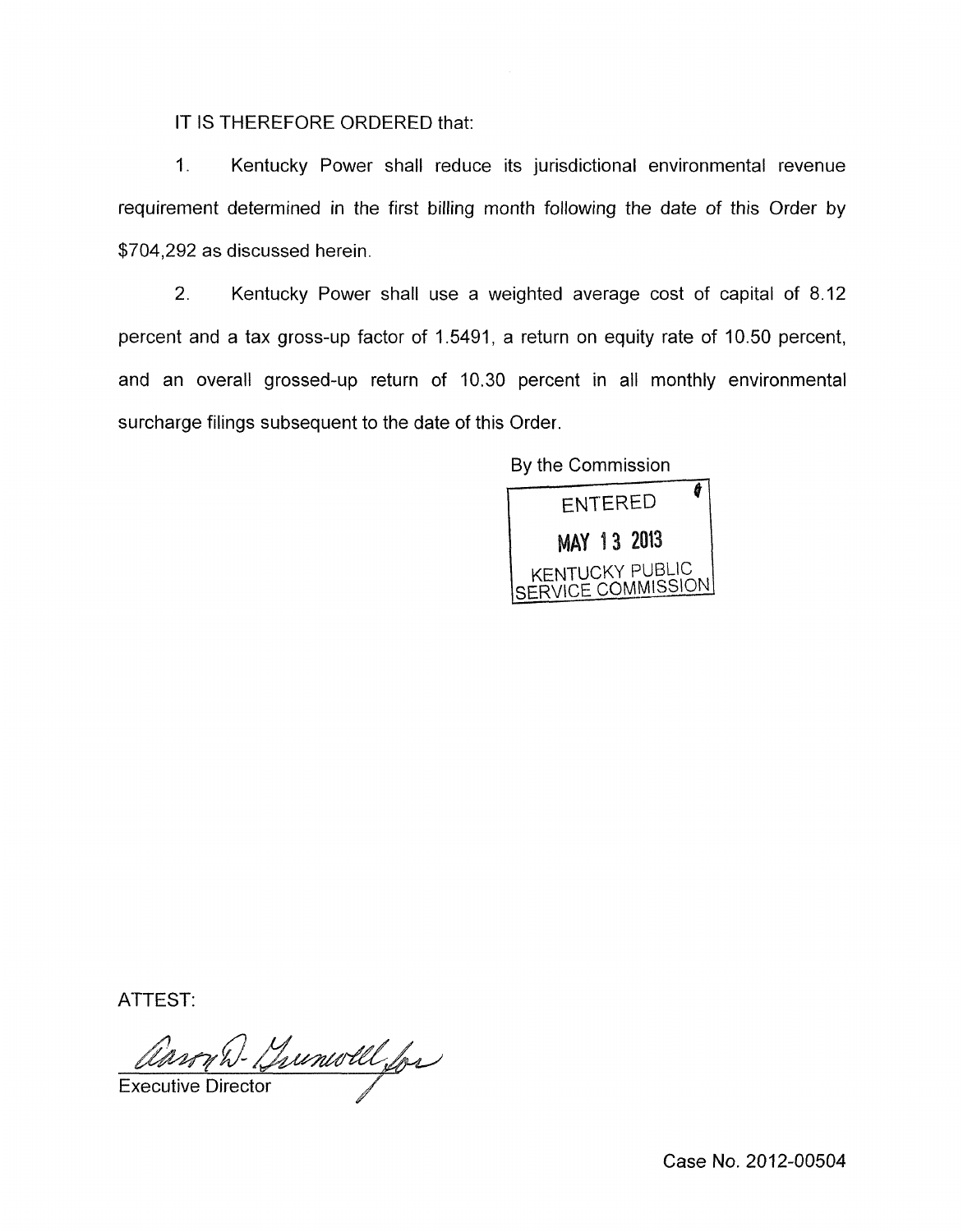IT IS THEREFORE ORDERED that:

1. Kentucky Power shall reduce its jurisdictional environmental revenue requirement determined in the first billing month following the date of this Order by $704,292 as discussed herein.

2. Kentucky Power shall use a weighted average cost of capital of 8.12 percent and a tax gross-up factor of 1.5491, a return on equity rate of 10.50 percent, and an overall grossed-up return of 10.30 percent in all monthly environmental surcharge filings subsequent to the date of this Order.

By the Commission

ENTERED

MAY 13 2013

KENTUCKY PUBLIC SERVICE COMMISSION

ATTEST:

Executive Director

Case No. 2012-00504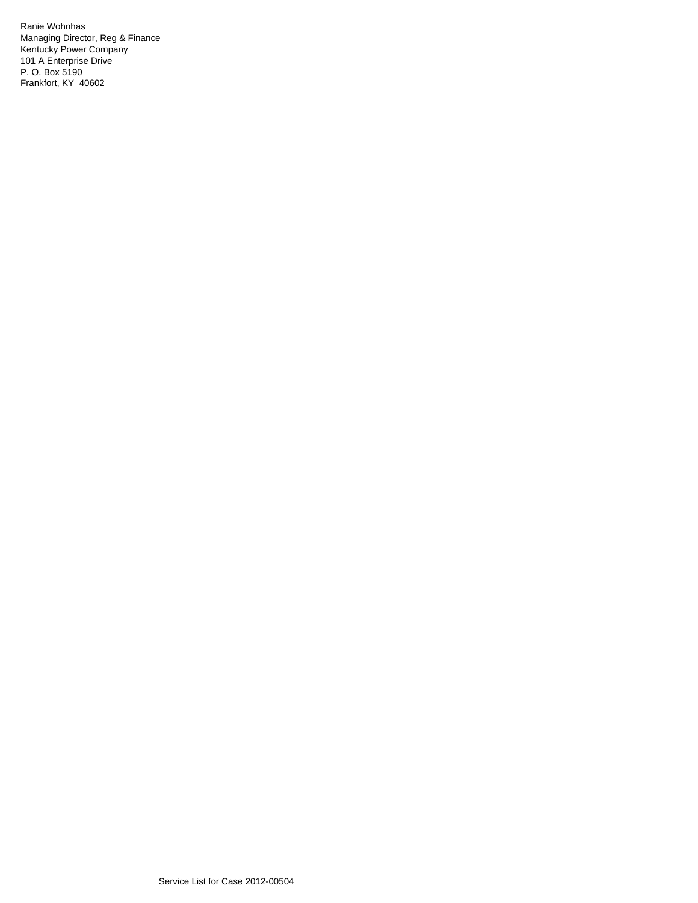Ranie Wohnhas
Managing Director, Reg & Finance
Kentucky Power Company
101 A Enterprise Drive
P. O. Box 5190
Frankfort, KY  40602